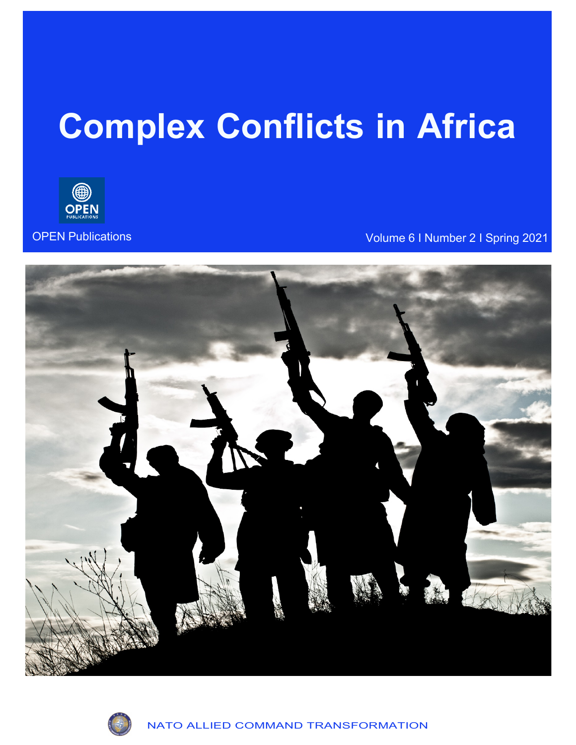# Complex Conflicts in Africa

OPEN Publications

Volume 6 I Number 2 I Spring 2021

NATO ALLIED COMMAND TRANSFORMATION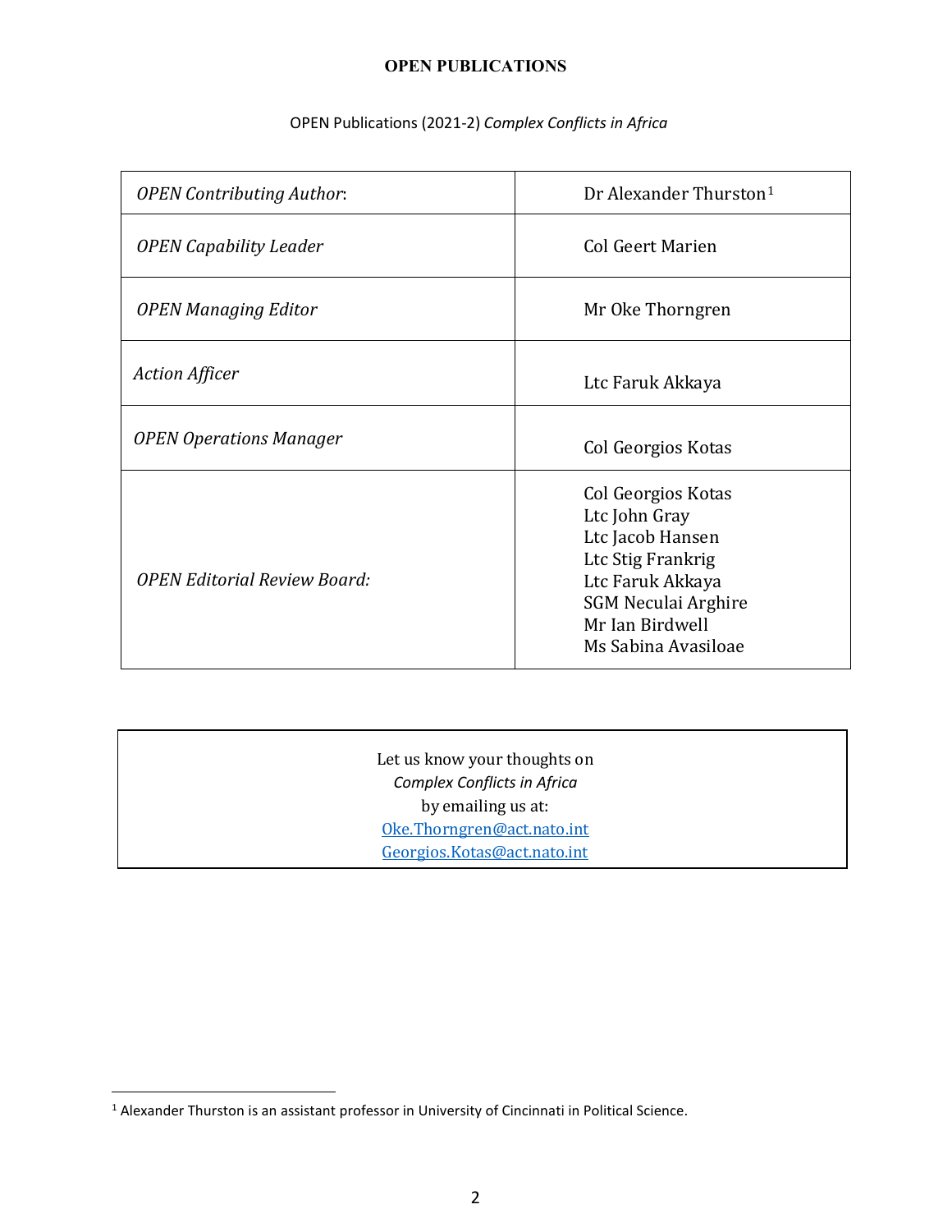**OPEN PUBLICATIONS**

OPEN Publications (2021-2) *Complex Conflicts in Africa*

| | |
|---|---|
| *OPEN Contributing Author*: | Dr Alexander Thurston[1] |
| *OPEN Capability Leader* | Col Geert Marien |
| *OPEN Managing Editor* | Mr Oke Thorngren |
| *Action Afficer* | Ltc Faruk Akkaya |
| *OPEN Operations Manager* | Col Georgios Kotas |
| *OPEN Editorial Review Board:* | Col Georgios Kotas<br>Ltc John Gray<br>Ltc Jacob Hansen<br>Ltc Stig Frankrig<br>Ltc Faruk Akkaya<br>SGM Neculai Arghire<br>Mr Ian Birdwell<br>Ms Sabina Avasiloae |

Let us know your thoughts on
*Complex Conflicts in Africa*
by emailing us at:
Oke.Thorngren@act.nato.int
Georgios.Kotas@act.nato.int

[1] Alexander Thurston is an assistant professor in University of Cincinnati in Political Science.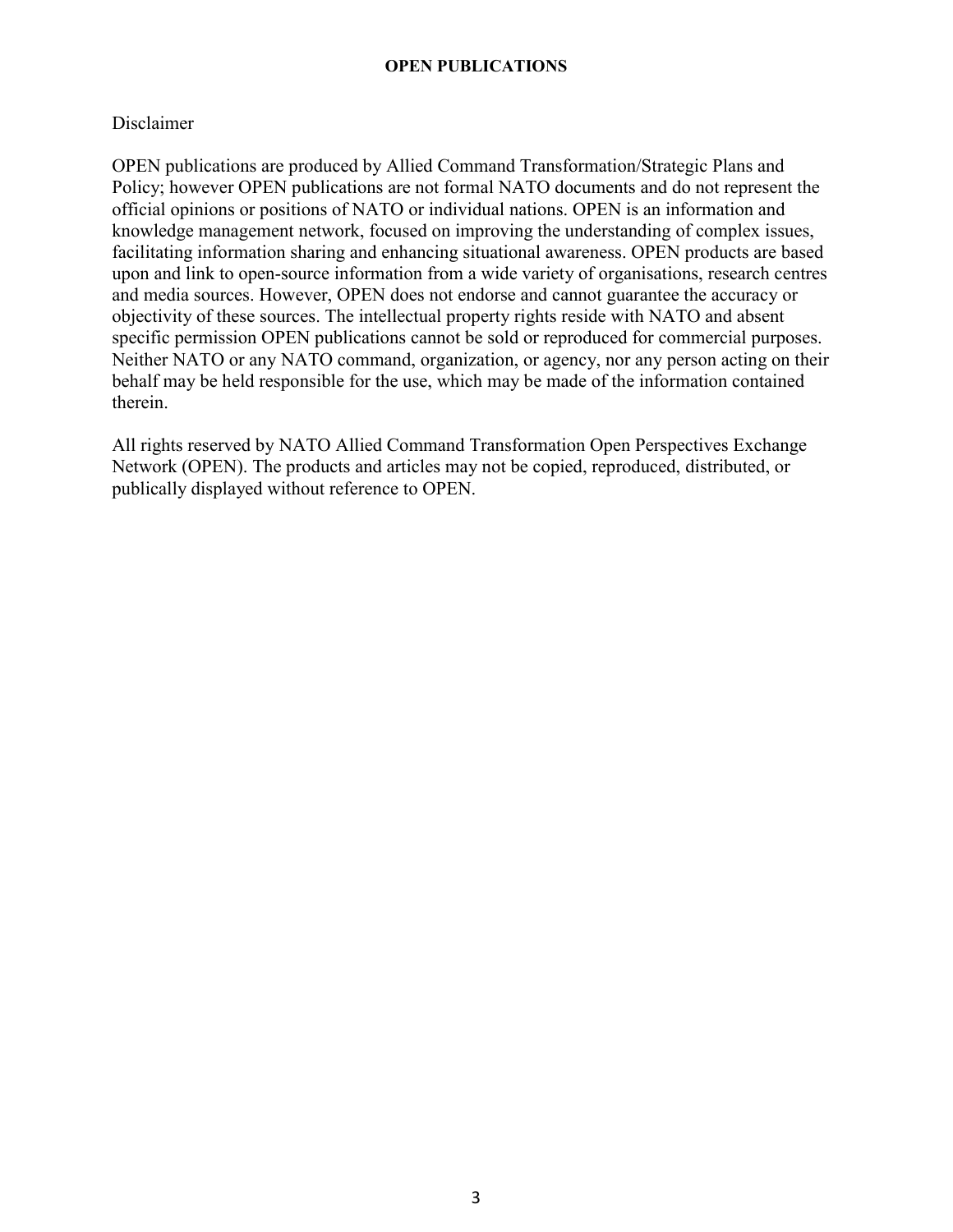**OPEN PUBLICATIONS**

Disclaimer

OPEN publications are produced by Allied Command Transformation/Strategic Plans and Policy; however OPEN publications are not formal NATO documents and do not represent the official opinions or positions of NATO or individual nations. OPEN is an information and knowledge management network, focused on improving the understanding of complex issues, facilitating information sharing and enhancing situational awareness. OPEN products are based upon and link to open-source information from a wide variety of organisations, research centres and media sources. However, OPEN does not endorse and cannot guarantee the accuracy or objectivity of these sources. The intellectual property rights reside with NATO and absent specific permission OPEN publications cannot be sold or reproduced for commercial purposes. Neither NATO or any NATO command, organization, or agency, nor any person acting on their behalf may be held responsible for the use, which may be made of the information contained therein.

All rights reserved by NATO Allied Command Transformation Open Perspectives Exchange Network (OPEN). The products and articles may not be copied, reproduced, distributed, or publically displayed without reference to OPEN.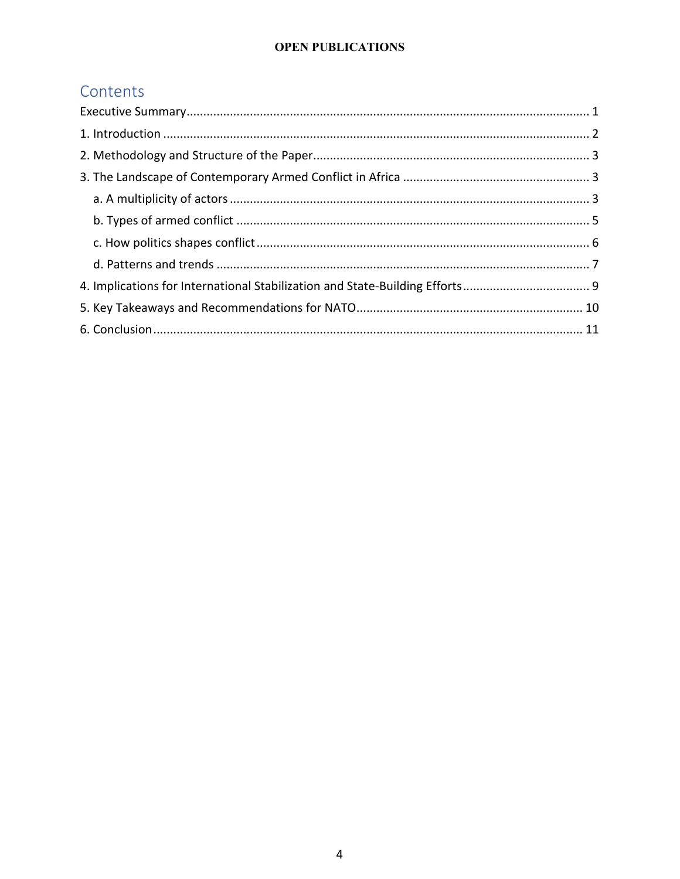## Contents

Executive Summary ........................................................................................................................ 1
1. Introduction ............................................................................................................................... 2
2. Methodology and Structure of the Paper.................................................................................. 3
3. The Landscape of Contemporary Armed Conflict in Africa ........................................................ 3
   a. A multiplicity of actors ........................................................................................................... 3
   b. Types of armed conflict ......................................................................................................... 5
   c. How politics shapes conflict ................................................................................................... 6
   d. Patterns and trends ............................................................................................................... 7
4. Implications for International Stabilization and State-Building Efforts ...................................... 9
5. Key Takeaways and Recommendations for NATO ................................................................... 10
6. Conclusion ............................................................................................................................... 11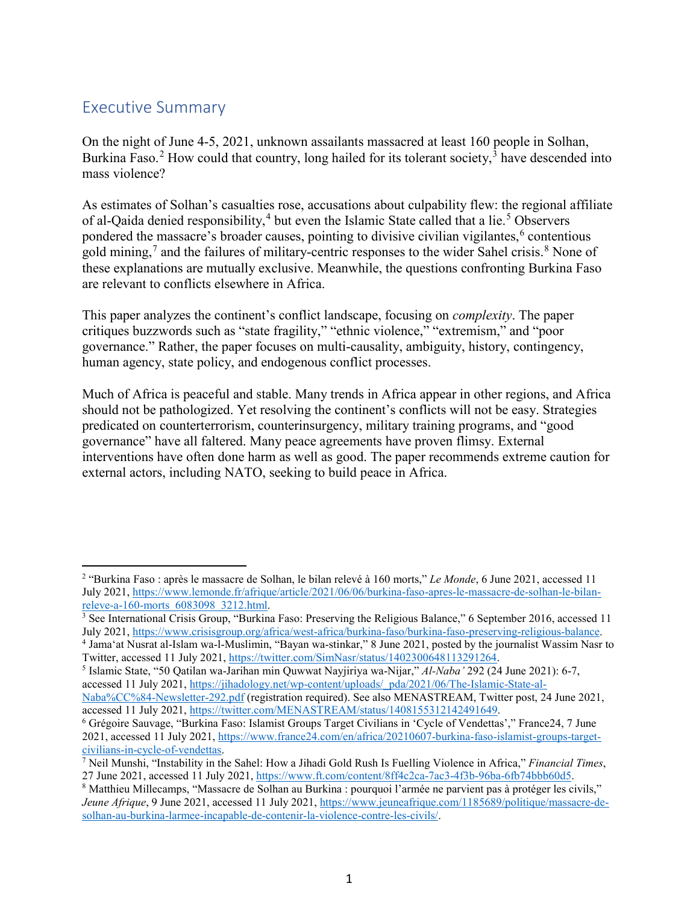## Executive Summary

On the night of June 4-5, 2021, unknown assailants massacred at least 160 people in Solhan, Burkina Faso.[2] How could that country, long hailed for its tolerant society,[3] have descended into mass violence?

As estimates of Solhan's casualties rose, accusations about culpability flew: the regional affiliate of al-Qaida denied responsibility,[4] but even the Islamic State called that a lie.[5] Observers pondered the massacre's broader causes, pointing to divisive civilian vigilantes,[6] contentious gold mining,[7] and the failures of military-centric responses to the wider Sahel crisis.[8] None of these explanations are mutually exclusive. Meanwhile, the questions confronting Burkina Faso are relevant to conflicts elsewhere in Africa.

This paper analyzes the continent's conflict landscape, focusing on *complexity*. The paper critiques buzzwords such as "state fragility," "ethnic violence," "extremism," and "poor governance." Rather, the paper focuses on multi-causality, ambiguity, history, contingency, human agency, state policy, and endogenous conflict processes.

Much of Africa is peaceful and stable. Many trends in Africa appear in other regions, and Africa should not be pathologized. Yet resolving the continent's conflicts will not be easy. Strategies predicated on counterterrorism, counterinsurgency, military training programs, and "good governance" have all faltered. Many peace agreements have proven flimsy. External interventions have often done harm as well as good. The paper recommends extreme caution for external actors, including NATO, seeking to build peace in Africa.

---

[2] "Burkina Faso : après le massacre de Solhan, le bilan relevé à 160 morts," *Le Monde*, 6 June 2021, accessed 11 July 2021, https://www.lemonde.fr/afrique/article/2021/06/06/burkina-faso-apres-le-massacre-de-solhan-le-bilan-releve-a-160-morts_6083098_3212.html.

[3] See International Crisis Group, "Burkina Faso: Preserving the Religious Balance," 6 September 2016, accessed 11 July 2021, https://www.crisisgroup.org/africa/west-africa/burkina-faso/burkina-faso-preserving-religious-balance.

[4] Jama'at Nusrat al-Islam wa-l-Muslimin, "Bayan wa-stinkar," 8 June 2021, posted by the journalist Wassim Nasr to Twitter, accessed 11 July 2021, https://twitter.com/SimNasr/status/1402300648113291264.

[5] Islamic State, "50 Qatilan wa-Jarihan min Quwwat Nayjiriya wa-Nijar," *Al-Naba'* 292 (24 June 2021): 6-7, accessed 11 July 2021, https://jihadology.net/wp-content/uploads/_pda/2021/06/The-Islamic-State-al-Naba%CC%84-Newsletter-292.pdf (registration required). See also MENASTREAM, Twitter post, 24 June 2021, accessed 11 July 2021, https://twitter.com/MENASTREAM/status/1408155312142491649.

[6] Grégoire Sauvage, "Burkina Faso: Islamist Groups Target Civilians in 'Cycle of Vendettas'," France24, 7 June 2021, accessed 11 July 2021, https://www.france24.com/en/africa/20210607-burkina-faso-islamist-groups-target-civilians-in-cycle-of-vendettas.

[7] Neil Munshi, "Instability in the Sahel: How a Jihadi Gold Rush Is Fuelling Violence in Africa," *Financial Times*, 27 June 2021, accessed 11 July 2021, https://www.ft.com/content/8ff4c2ca-7ac3-4f3b-96ba-6fb74bbb60d5.

[8] Matthieu Millecamps, "Massacre de Solhan au Burkina : pourquoi l'armée ne parvient pas à protéger les civils," *Jeune Afrique*, 9 June 2021, accessed 11 July 2021, https://www.jeuneafrique.com/1185689/politique/massacre-de-solhan-au-burkina-larmee-incapable-de-contenir-la-violence-contre-les-civils/.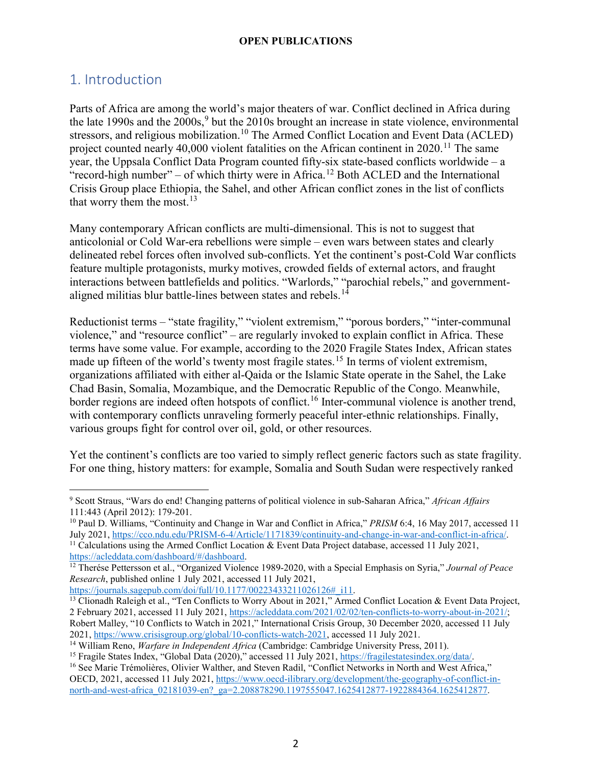# 1. Introduction

Parts of Africa are among the world's major theaters of war. Conflict declined in Africa during the late 1990s and the 2000s,[9] but the 2010s brought an increase in state violence, environmental stressors, and religious mobilization.[10] The Armed Conflict Location and Event Data (ACLED) project counted nearly 40,000 violent fatalities on the African continent in 2020.[11] The same year, the Uppsala Conflict Data Program counted fifty-six state-based conflicts worldwide – a "record-high number" – of which thirty were in Africa.[12] Both ACLED and the International Crisis Group place Ethiopia, the Sahel, and other African conflict zones in the list of conflicts that worry them the most.[13]

Many contemporary African conflicts are multi-dimensional. This is not to suggest that anticolonial or Cold War-era rebellions were simple – even wars between states and clearly delineated rebel forces often involved sub-conflicts. Yet the continent's post-Cold War conflicts feature multiple protagonists, murky motives, crowded fields of external actors, and fraught interactions between battlefields and politics. "Warlords," "parochial rebels," and government-aligned militias blur battle-lines between states and rebels.[14]

Reductionist terms – "state fragility," "violent extremism," "porous borders," "inter-communal violence," and "resource conflict" – are regularly invoked to explain conflict in Africa. These terms have some value. For example, according to the 2020 Fragile States Index, African states made up fifteen of the world's twenty most fragile states.[15] In terms of violent extremism, organizations affiliated with either al-Qaida or the Islamic State operate in the Sahel, the Lake Chad Basin, Somalia, Mozambique, and the Democratic Republic of the Congo. Meanwhile, border regions are indeed often hotspots of conflict.[16] Inter-communal violence is another trend, with contemporary conflicts unraveling formerly peaceful inter-ethnic relationships. Finally, various groups fight for control over oil, gold, or other resources.

Yet the continent's conflicts are too varied to simply reflect generic factors such as state fragility. For one thing, history matters: for example, Somalia and South Sudan were respectively ranked

---

[9] Scott Straus, "Wars do end! Changing patterns of political violence in sub-Saharan Africa," *African Affairs* 111:443 (April 2012): 179-201.

[10] Paul D. Williams, "Continuity and Change in War and Conflict in Africa," *PRISM* 6:4, 16 May 2017, accessed 11 July 2021, https://cco.ndu.edu/PRISM-6-4/Article/1171839/continuity-and-change-in-war-and-conflict-in-africa/.

[11] Calculations using the Armed Conflict Location & Event Data Project database, accessed 11 July 2021, https://acleddata.com/dashboard/#/dashboard.

[12] Therése Pettersson et al., "Organized Violence 1989-2020, with a Special Emphasis on Syria," *Journal of Peace Research*, published online 1 July 2021, accessed 11 July 2021, https://journals.sagepub.com/doi/full/10.1177/00223433211026126#_i11.

[13] Clionadh Raleigh et al., "Ten Conflicts to Worry About in 2021," Armed Conflict Location & Event Data Project, 2 February 2021, accessed 11 July 2021, https://acleddata.com/2021/02/02/ten-conflicts-to-worry-about-in-2021/; Robert Malley, "10 Conflicts to Watch in 2021," International Crisis Group, 30 December 2020, accessed 11 July 2021, https://www.crisisgroup.org/global/10-conflicts-watch-2021, accessed 11 July 2021.

[14] William Reno, *Warfare in Independent Africa* (Cambridge: Cambridge University Press, 2011).

[15] Fragile States Index, "Global Data (2020)," accessed 11 July 2021, https://fragilestatesindex.org/data/.

[16] See Marie Trémolières, Olivier Walther, and Steven Radil, "Conflict Networks in North and West Africa," OECD, 2021, accessed 11 July 2021, https://www.oecd-ilibrary.org/development/the-geography-of-conflict-in-north-and-west-africa_02181039-en?_ga=2.208878290.1197555047.1625412877-1922884364.1625412877.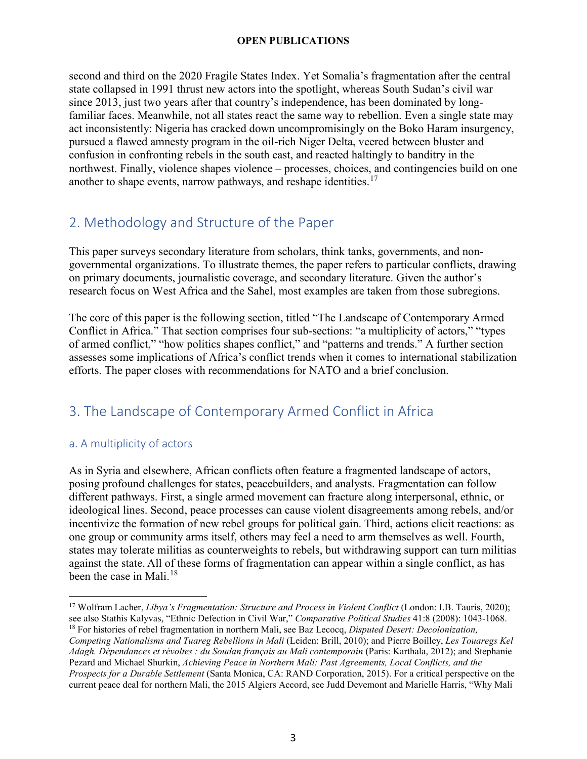second and third on the 2020 Fragile States Index. Yet Somalia's fragmentation after the central state collapsed in 1991 thrust new actors into the spotlight, whereas South Sudan's civil war since 2013, just two years after that country's independence, has been dominated by long-familiar faces. Meanwhile, not all states react the same way to rebellion. Even a single state may act inconsistently: Nigeria has cracked down uncompromisingly on the Boko Haram insurgency, pursued a flawed amnesty program in the oil-rich Niger Delta, veered between bluster and confusion in confronting rebels in the south east, and reacted haltingly to banditry in the northwest. Finally, violence shapes violence – processes, choices, and contingencies build on one another to shape events, narrow pathways, and reshape identities.[17]

## 2. Methodology and Structure of the Paper

This paper surveys secondary literature from scholars, think tanks, governments, and non-governmental organizations. To illustrate themes, the paper refers to particular conflicts, drawing on primary documents, journalistic coverage, and secondary literature. Given the author's research focus on West Africa and the Sahel, most examples are taken from those subregions.

The core of this paper is the following section, titled "The Landscape of Contemporary Armed Conflict in Africa." That section comprises four sub-sections: "a multiplicity of actors," "types of armed conflict," "how politics shapes conflict," and "patterns and trends." A further section assesses some implications of Africa's conflict trends when it comes to international stabilization efforts. The paper closes with recommendations for NATO and a brief conclusion.

## 3. The Landscape of Contemporary Armed Conflict in Africa

### a. A multiplicity of actors

As in Syria and elsewhere, African conflicts often feature a fragmented landscape of actors, posing profound challenges for states, peacebuilders, and analysts. Fragmentation can follow different pathways. First, a single armed movement can fracture along interpersonal, ethnic, or ideological lines. Second, peace processes can cause violent disagreements among rebels, and/or incentivize the formation of new rebel groups for political gain. Third, actions elicit reactions: as one group or community arms itself, others may feel a need to arm themselves as well. Fourth, states may tolerate militias as counterweights to rebels, but withdrawing support can turn militias against the state. All of these forms of fragmentation can appear within a single conflict, as has been the case in Mali.[18]

---

[17] Wolfram Lacher, *Libya's Fragmentation: Structure and Process in Violent Conflict* (London: I.B. Tauris, 2020); see also Stathis Kalyvas, "Ethnic Defection in Civil War," *Comparative Political Studies* 41:8 (2008): 1043-1068.

[18] For histories of rebel fragmentation in northern Mali, see Baz Lecocq, *Disputed Desert: Decolonization, Competing Nationalisms and Tuareg Rebellions in Mali* (Leiden: Brill, 2010); and Pierre Boilley, *Les Touaregs Kel Adagh. Dépendances et révoltes : du Soudan français au Mali contemporain* (Paris: Karthala, 2012); and Stephanie Pezard and Michael Shurkin, *Achieving Peace in Northern Mali: Past Agreements, Local Conflicts, and the Prospects for a Durable Settlement* (Santa Monica, CA: RAND Corporation, 2015). For a critical perspective on the current peace deal for northern Mali, the 2015 Algiers Accord, see Judd Devemont and Marielle Harris, "Why Mali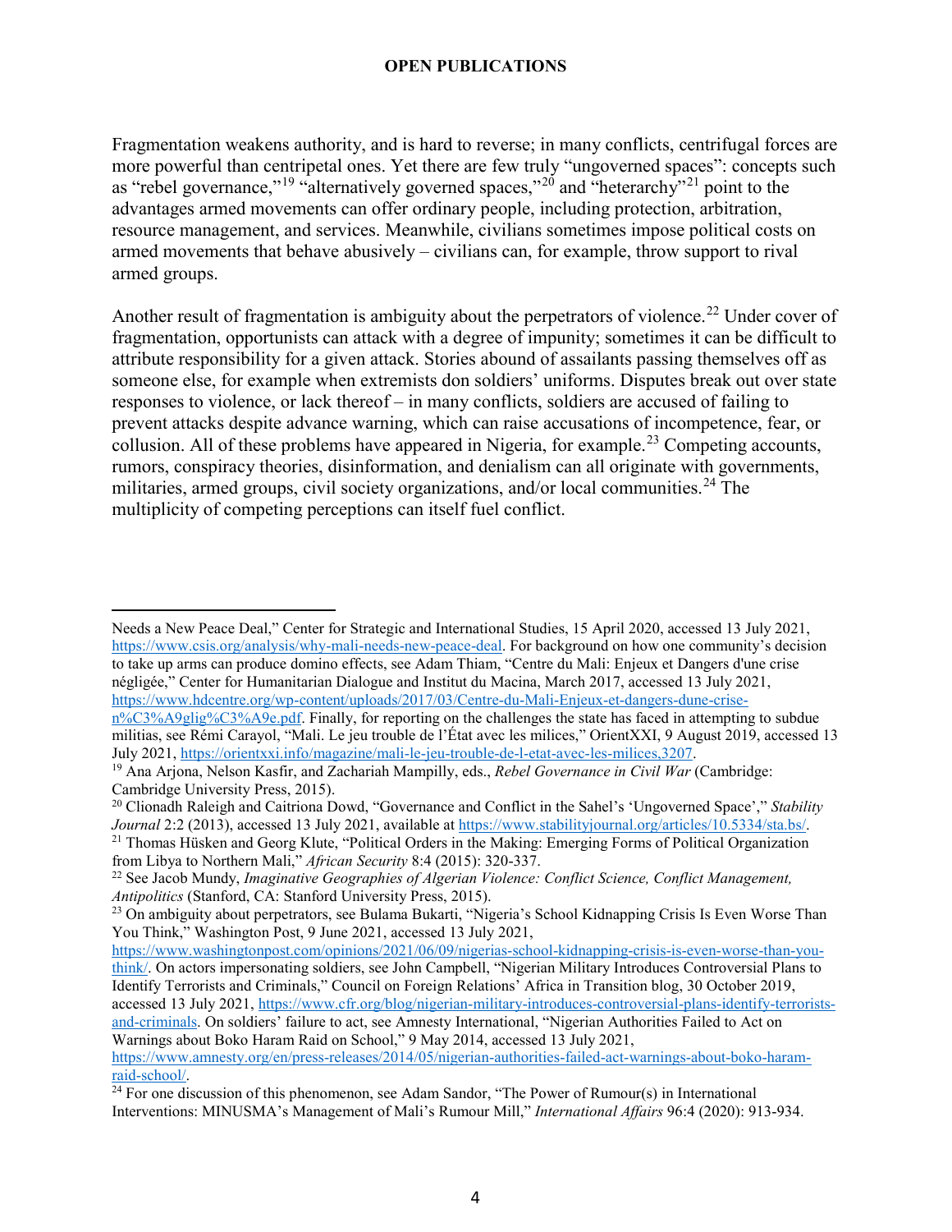Fragmentation weakens authority, and is hard to reverse; in many conflicts, centrifugal forces are more powerful than centripetal ones. Yet there are few truly "ungoverned spaces": concepts such as "rebel governance,"[19] "alternatively governed spaces,"[20] and "heterarchy"[21] point to the advantages armed movements can offer ordinary people, including protection, arbitration, resource management, and services. Meanwhile, civilians sometimes impose political costs on armed movements that behave abusively – civilians can, for example, throw support to rival armed groups.

Another result of fragmentation is ambiguity about the perpetrators of violence.[22] Under cover of fragmentation, opportunists can attack with a degree of impunity; sometimes it can be difficult to attribute responsibility for a given attack. Stories abound of assailants passing themselves off as someone else, for example when extremists don soldiers' uniforms. Disputes break out over state responses to violence, or lack thereof – in many conflicts, soldiers are accused of failing to prevent attacks despite advance warning, which can raise accusations of incompetence, fear, or collusion. All of these problems have appeared in Nigeria, for example.[23] Competing accounts, rumors, conspiracy theories, disinformation, and denialism can all originate with governments, militaries, armed groups, civil society organizations, and/or local communities.[24] The multiplicity of competing perceptions can itself fuel conflict.

---

Needs a New Peace Deal," Center for Strategic and International Studies, 15 April 2020, accessed 13 July 2021, https://www.csis.org/analysis/why-mali-needs-new-peace-deal. For background on how one community's decision to take up arms can produce domino effects, see Adam Thiam, "Centre du Mali: Enjeux et Dangers d'une crise négligée," Center for Humanitarian Dialogue and Institut du Macina, March 2017, accessed 13 July 2021, https://www.hdcentre.org/wp-content/uploads/2017/03/Centre-du-Mali-Enjeux-et-dangers-dune-crise-n%C3%A9glig%C3%A9e.pdf. Finally, for reporting on the challenges the state has faced in attempting to subdue militias, see Rémi Carayol, "Mali. Le jeu trouble de l'État avec les milices," OrientXXI, 9 August 2019, accessed 13 July 2021, https://orientxxi.info/magazine/mali-le-jeu-trouble-de-l-etat-avec-les-milices,3207.

[19] Ana Arjona, Nelson Kasfir, and Zachariah Mampilly, eds., *Rebel Governance in Civil War* (Cambridge: Cambridge University Press, 2015).

[20] Clionadh Raleigh and Caitriona Dowd, "Governance and Conflict in the Sahel's 'Ungoverned Space'," *Stability Journal* 2:2 (2013), accessed 13 July 2021, available at https://www.stabilityjournal.org/articles/10.5334/sta.bs/.

[21] Thomas Hüsken and Georg Klute, "Political Orders in the Making: Emerging Forms of Political Organization from Libya to Northern Mali," *African Security* 8:4 (2015): 320-337.

[22] See Jacob Mundy, *Imaginative Geographies of Algerian Violence: Conflict Science, Conflict Management, Antipolitics* (Stanford, CA: Stanford University Press, 2015).

[23] On ambiguity about perpetrators, see Bulama Bukarti, "Nigeria's School Kidnapping Crisis Is Even Worse Than You Think," Washington Post, 9 June 2021, accessed 13 July 2021, https://www.washingtonpost.com/opinions/2021/06/09/nigerias-school-kidnapping-crisis-is-even-worse-than-you-think/. On actors impersonating soldiers, see John Campbell, "Nigerian Military Introduces Controversial Plans to Identify Terrorists and Criminals," Council on Foreign Relations' Africa in Transition blog, 30 October 2019, accessed 13 July 2021, https://www.cfr.org/blog/nigerian-military-introduces-controversial-plans-identify-terrorists-and-criminals. On soldiers' failure to act, see Amnesty International, "Nigerian Authorities Failed to Act on Warnings about Boko Haram Raid on School," 9 May 2014, accessed 13 July 2021, https://www.amnesty.org/en/press-releases/2014/05/nigerian-authorities-failed-act-warnings-about-boko-haram-raid-school/.

[24] For one discussion of this phenomenon, see Adam Sandor, "The Power of Rumour(s) in International Interventions: MINUSMA's Management of Mali's Rumour Mill," *International Affairs* 96:4 (2020): 913-934.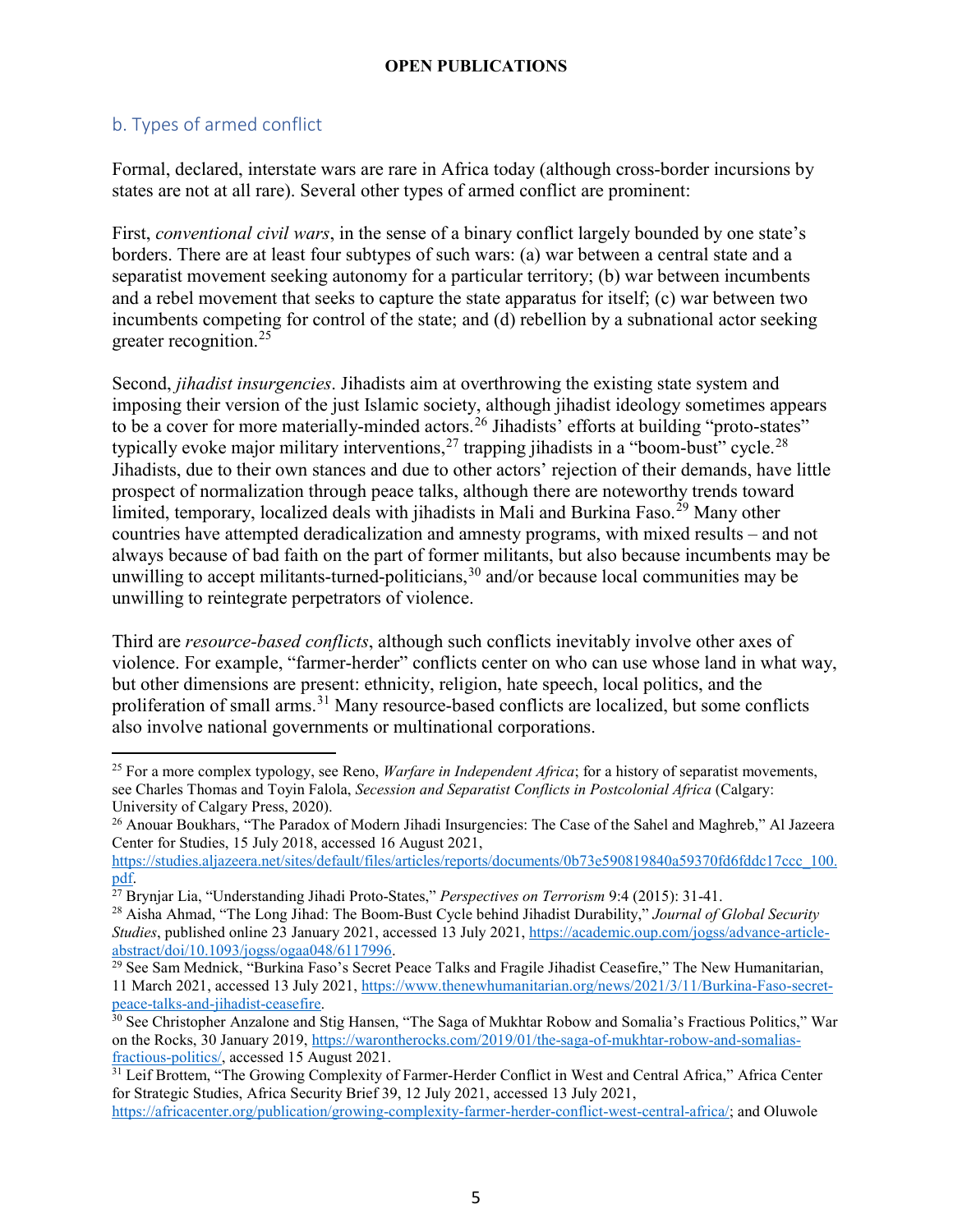## b. Types of armed conflict

Formal, declared, interstate wars are rare in Africa today (although cross-border incursions by states are not at all rare). Several other types of armed conflict are prominent:

First, *conventional civil wars*, in the sense of a binary conflict largely bounded by one state's borders. There are at least four subtypes of such wars: (a) war between a central state and a separatist movement seeking autonomy for a particular territory; (b) war between incumbents and a rebel movement that seeks to capture the state apparatus for itself; (c) war between two incumbents competing for control of the state; and (d) rebellion by a subnational actor seeking greater recognition.[25]

Second, *jihadist insurgencies*. Jihadists aim at overthrowing the existing state system and imposing their version of the just Islamic society, although jihadist ideology sometimes appears to be a cover for more materially-minded actors.[26] Jihadists' efforts at building "proto-states" typically evoke major military interventions,[27] trapping jihadists in a "boom-bust" cycle.[28] Jihadists, due to their own stances and due to other actors' rejection of their demands, have little prospect of normalization through peace talks, although there are noteworthy trends toward limited, temporary, localized deals with jihadists in Mali and Burkina Faso.[29] Many other countries have attempted deradicalization and amnesty programs, with mixed results – and not always because of bad faith on the part of former militants, but also because incumbents may be unwilling to accept militants-turned-politicians,[30] and/or because local communities may be unwilling to reintegrate perpetrators of violence.

Third are *resource-based conflicts*, although such conflicts inevitably involve other axes of violence. For example, "farmer-herder" conflicts center on who can use whose land in what way, but other dimensions are present: ethnicity, religion, hate speech, local politics, and the proliferation of small arms.[31] Many resource-based conflicts are localized, but some conflicts also involve national governments or multinational corporations.

---

[25] For a more complex typology, see Reno, *Warfare in Independent Africa*; for a history of separatist movements, see Charles Thomas and Toyin Falola, *Secession and Separatist Conflicts in Postcolonial Africa* (Calgary: University of Calgary Press, 2020).

[26] Anouar Boukhars, "The Paradox of Modern Jihadi Insurgencies: The Case of the Sahel and Maghreb," Al Jazeera Center for Studies, 15 July 2018, accessed 16 August 2021, https://studies.aljazeera.net/sites/default/files/articles/reports/documents/0b73e590819840a59370fd6fddc17ccc_100.pdf.

[27] Brynjar Lia, "Understanding Jihadi Proto-States," *Perspectives on Terrorism* 9:4 (2015): 31-41.

[28] Aisha Ahmad, "The Long Jihad: The Boom-Bust Cycle behind Jihadist Durability," *Journal of Global Security Studies*, published online 23 January 2021, accessed 13 July 2021, https://academic.oup.com/jogss/advance-article-abstract/doi/10.1093/jogss/ogaa048/6117996.

[29] See Sam Mednick, "Burkina Faso's Secret Peace Talks and Fragile Jihadist Ceasefire," The New Humanitarian, 11 March 2021, accessed 13 July 2021, https://www.thenewhumanitarian.org/news/2021/3/11/Burkina-Faso-secret-peace-talks-and-jihadist-ceasefire.

[30] See Christopher Anzalone and Stig Hansen, "The Saga of Mukhtar Robow and Somalia's Fractious Politics," War on the Rocks, 30 January 2019, https://warontherocks.com/2019/01/the-saga-of-mukhtar-robow-and-somalias-fractious-politics/, accessed 15 August 2021.

[31] Leif Brottem, "The Growing Complexity of Farmer-Herder Conflict in West and Central Africa," Africa Center for Strategic Studies, Africa Security Brief 39, 12 July 2021, accessed 13 July 2021, https://africacenter.org/publication/growing-complexity-farmer-herder-conflict-west-central-africa/; and Oluwole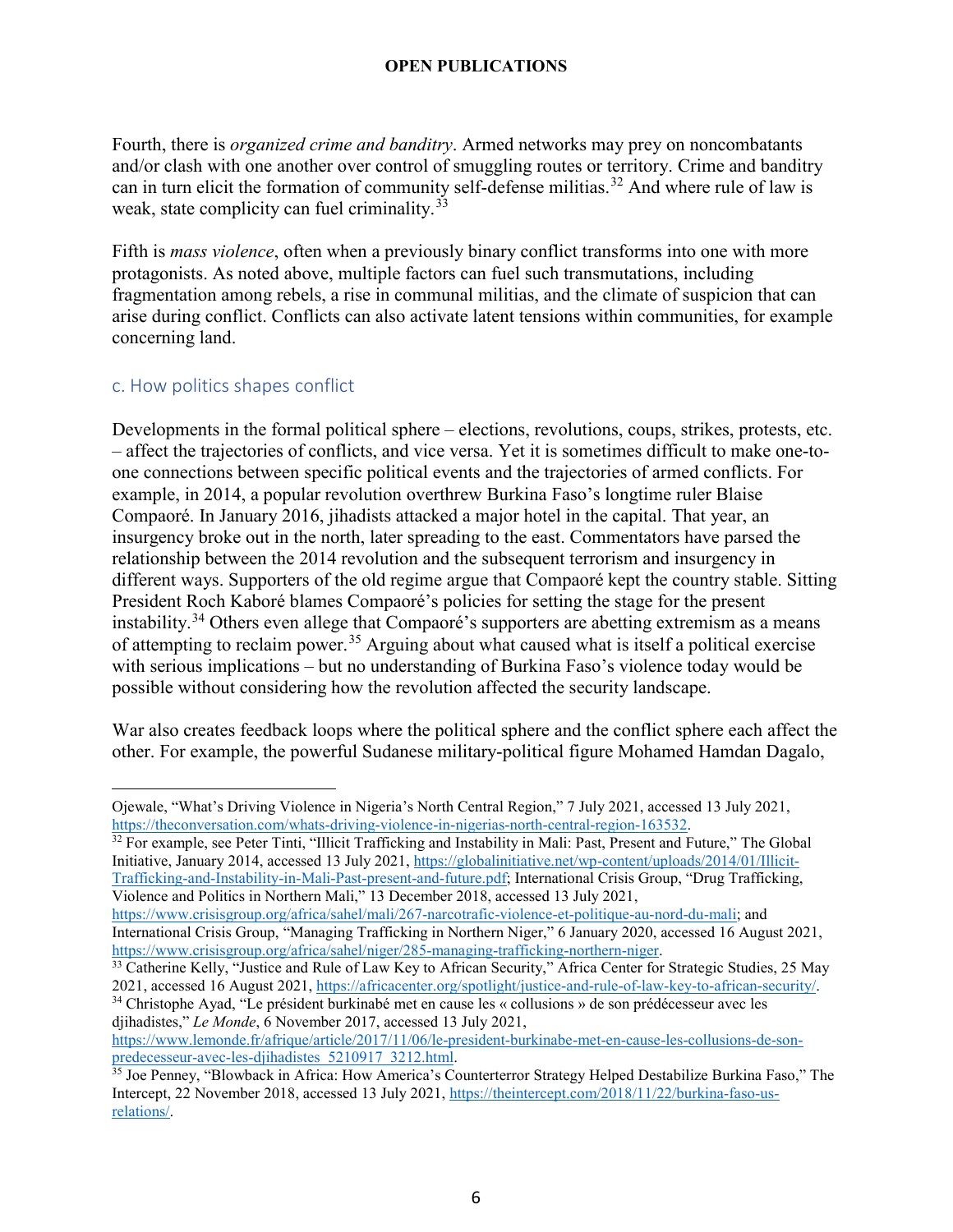Fourth, there is *organized crime and banditry*. Armed networks may prey on noncombatants and/or clash with one another over control of smuggling routes or territory. Crime and banditry can in turn elicit the formation of community self-defense militias.[32] And where rule of law is weak, state complicity can fuel criminality.[33]

Fifth is *mass violence*, often when a previously binary conflict transforms into one with more protagonists. As noted above, multiple factors can fuel such transmutations, including fragmentation among rebels, a rise in communal militias, and the climate of suspicion that can arise during conflict. Conflicts can also activate latent tensions within communities, for example concerning land.

### c. How politics shapes conflict

Developments in the formal political sphere – elections, revolutions, coups, strikes, protests, etc. – affect the trajectories of conflicts, and vice versa. Yet it is sometimes difficult to make one-to-one connections between specific political events and the trajectories of armed conflicts. For example, in 2014, a popular revolution overthrew Burkina Faso's longtime ruler Blaise Compaoré. In January 2016, jihadists attacked a major hotel in the capital. That year, an insurgency broke out in the north, later spreading to the east. Commentators have parsed the relationship between the 2014 revolution and the subsequent terrorism and insurgency in different ways. Supporters of the old regime argue that Compaoré kept the country stable. Sitting President Roch Kaboré blames Compaoré's policies for setting the stage for the present instability.[34] Others even allege that Compaoré's supporters are abetting extremism as a means of attempting to reclaim power.[35] Arguing about what caused what is itself a political exercise with serious implications – but no understanding of Burkina Faso's violence today would be possible without considering how the revolution affected the security landscape.

War also creates feedback loops where the political sphere and the conflict sphere each affect the other. For example, the powerful Sudanese military-political figure Mohamed Hamdan Dagalo,

---

Ojewale, "What's Driving Violence in Nigeria's North Central Region," 7 July 2021, accessed 13 July 2021, https://theconversation.com/whats-driving-violence-in-nigerias-north-central-region-163532.

[32] For example, see Peter Tinti, "Illicit Trafficking and Instability in Mali: Past, Present and Future," The Global Initiative, January 2014, accessed 13 July 2021, https://globalinitiative.net/wp-content/uploads/2014/01/Illicit-Trafficking-and-Instability-in-Mali-Past-present-and-future.pdf; International Crisis Group, "Drug Trafficking, Violence and Politics in Northern Mali," 13 December 2018, accessed 13 July 2021, https://www.crisisgroup.org/africa/sahel/mali/267-narcotrafic-violence-et-politique-au-nord-du-mali; and International Crisis Group, "Managing Trafficking in Northern Niger," 6 January 2020, accessed 16 August 2021, https://www.crisisgroup.org/africa/sahel/niger/285-managing-trafficking-northern-niger.

[33] Catherine Kelly, "Justice and Rule of Law Key to African Security," Africa Center for Strategic Studies, 25 May 2021, accessed 16 August 2021, https://africacenter.org/spotlight/justice-and-rule-of-law-key-to-african-security/.

[34] Christophe Ayad, "Le président burkinabé met en cause les « collusions » de son prédécesseur avec les djihadistes," *Le Monde*, 6 November 2017, accessed 13 July 2021, https://www.lemonde.fr/afrique/article/2017/11/06/le-president-burkinabe-met-en-cause-les-collusions-de-son-predecesseur-avec-les-djihadistes_5210917_3212.html.

[35] Joe Penney, "Blowback in Africa: How America's Counterterror Strategy Helped Destabilize Burkina Faso," The Intercept, 22 November 2018, accessed 13 July 2021, https://theintercept.com/2018/11/22/burkina-faso-us-relations/.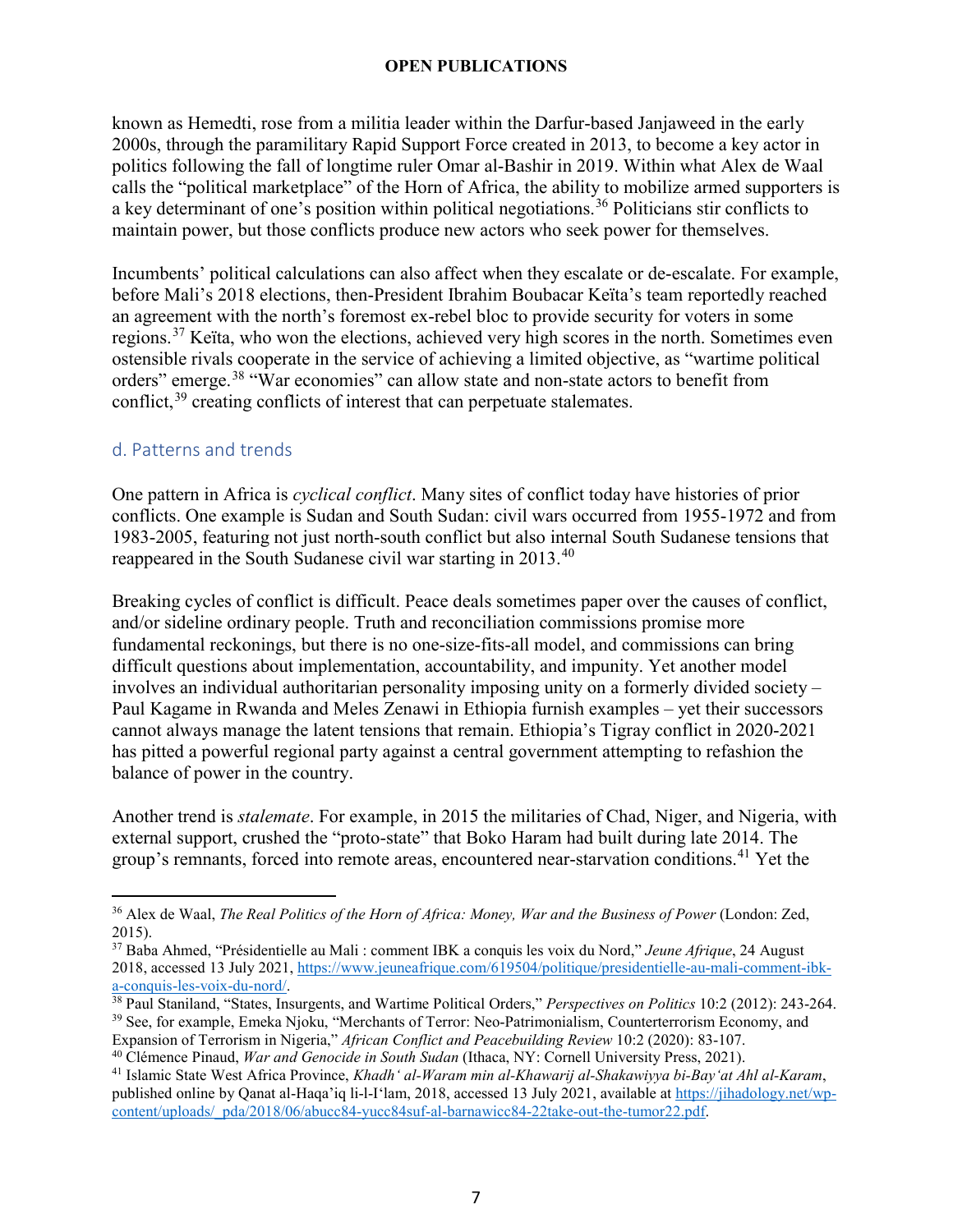known as Hemedti, rose from a militia leader within the Darfur-based Janjaweed in the early 2000s, through the paramilitary Rapid Support Force created in 2013, to become a key actor in politics following the fall of longtime ruler Omar al-Bashir in 2019. Within what Alex de Waal calls the "political marketplace" of the Horn of Africa, the ability to mobilize armed supporters is a key determinant of one's position within political negotiations.[36] Politicians stir conflicts to maintain power, but those conflicts produce new actors who seek power for themselves.

Incumbents' political calculations can also affect when they escalate or de-escalate. For example, before Mali's 2018 elections, then-President Ibrahim Boubacar Keïta's team reportedly reached an agreement with the north's foremost ex-rebel bloc to provide security for voters in some regions.[37] Keïta, who won the elections, achieved very high scores in the north. Sometimes even ostensible rivals cooperate in the service of achieving a limited objective, as "wartime political orders" emerge.[38] "War economies" can allow state and non-state actors to benefit from conflict,[39] creating conflicts of interest that can perpetuate stalemates.

### d. Patterns and trends

One pattern in Africa is *cyclical conflict*. Many sites of conflict today have histories of prior conflicts. One example is Sudan and South Sudan: civil wars occurred from 1955-1972 and from 1983-2005, featuring not just north-south conflict but also internal South Sudanese tensions that reappeared in the South Sudanese civil war starting in 2013.[40]

Breaking cycles of conflict is difficult. Peace deals sometimes paper over the causes of conflict, and/or sideline ordinary people. Truth and reconciliation commissions promise more fundamental reckonings, but there is no one-size-fits-all model, and commissions can bring difficult questions about implementation, accountability, and impunity. Yet another model involves an individual authoritarian personality imposing unity on a formerly divided society – Paul Kagame in Rwanda and Meles Zenawi in Ethiopia furnish examples – yet their successors cannot always manage the latent tensions that remain. Ethiopia's Tigray conflict in 2020-2021 has pitted a powerful regional party against a central government attempting to refashion the balance of power in the country.

Another trend is *stalemate*. For example, in 2015 the militaries of Chad, Niger, and Nigeria, with external support, crushed the "proto-state" that Boko Haram had built during late 2014. The group's remnants, forced into remote areas, encountered near-starvation conditions.[41] Yet the

---

[36] Alex de Waal, *The Real Politics of the Horn of Africa: Money, War and the Business of Power* (London: Zed, 2015).

[37] Baba Ahmed, "Présidentielle au Mali : comment IBK a conquis les voix du Nord," *Jeune Afrique*, 24 August 2018, accessed 13 July 2021, https://www.jeuneafrique.com/619504/politique/presidentielle-au-mali-comment-ibk-a-conquis-les-voix-du-nord/.

[38] Paul Staniland, "States, Insurgents, and Wartime Political Orders," *Perspectives on Politics* 10:2 (2012): 243-264.

[39] See, for example, Emeka Njoku, "Merchants of Terror: Neo-Patrimonialism, Counterterrorism Economy, and Expansion of Terrorism in Nigeria," *African Conflict and Peacebuilding Review* 10:2 (2020): 83-107.

[40] Clémence Pinaud, *War and Genocide in South Sudan* (Ithaca, NY: Cornell University Press, 2021).

[41] Islamic State West Africa Province, *Khadh' al-Waram min al-Khawarij al-Shakawiyya bi-Bay'at Ahl al-Karam*, published online by Qanat al-Haqa'iq li-l-I'lam, 2018, accessed 13 July 2021, available at https://jihadology.net/wp-content/uploads/_pda/2018/06/abucc84-yucc84suf-al-barnawicc84-22take-out-the-tumor22.pdf.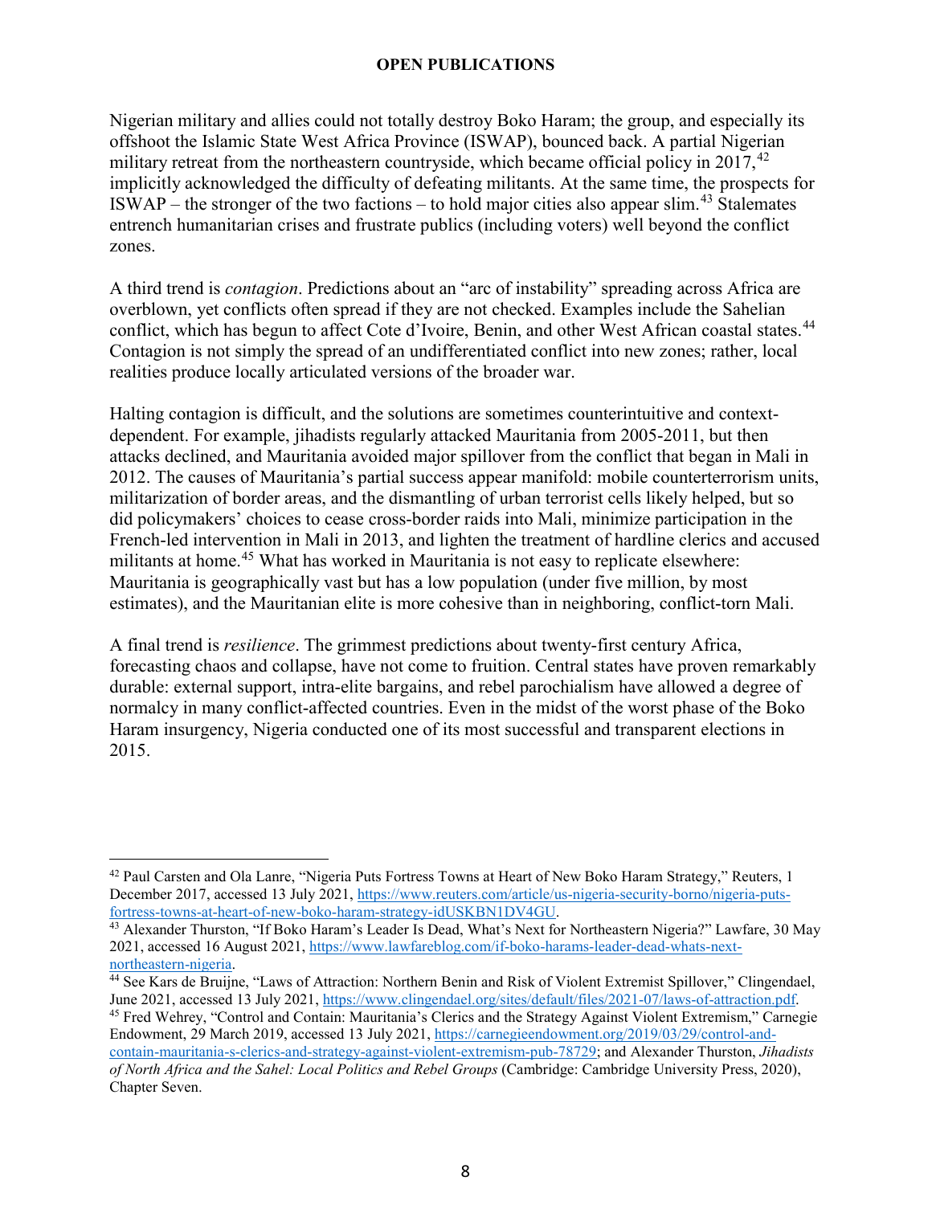Nigerian military and allies could not totally destroy Boko Haram; the group, and especially its offshoot the Islamic State West Africa Province (ISWAP), bounced back. A partial Nigerian military retreat from the northeastern countryside, which became official policy in 2017,[42] implicitly acknowledged the difficulty of defeating militants. At the same time, the prospects for ISWAP – the stronger of the two factions – to hold major cities also appear slim.[43] Stalemates entrench humanitarian crises and frustrate publics (including voters) well beyond the conflict zones.

A third trend is *contagion*. Predictions about an "arc of instability" spreading across Africa are overblown, yet conflicts often spread if they are not checked. Examples include the Sahelian conflict, which has begun to affect Cote d'Ivoire, Benin, and other West African coastal states.[44] Contagion is not simply the spread of an undifferentiated conflict into new zones; rather, local realities produce locally articulated versions of the broader war.

Halting contagion is difficult, and the solutions are sometimes counterintuitive and context-dependent. For example, jihadists regularly attacked Mauritania from 2005-2011, but then attacks declined, and Mauritania avoided major spillover from the conflict that began in Mali in 2012. The causes of Mauritania's partial success appear manifold: mobile counterterrorism units, militarization of border areas, and the dismantling of urban terrorist cells likely helped, but so did policymakers' choices to cease cross-border raids into Mali, minimize participation in the French-led intervention in Mali in 2013, and lighten the treatment of hardline clerics and accused militants at home.[45] What has worked in Mauritania is not easy to replicate elsewhere: Mauritania is geographically vast but has a low population (under five million, by most estimates), and the Mauritanian elite is more cohesive than in neighboring, conflict-torn Mali.

A final trend is *resilience*. The grimmest predictions about twenty-first century Africa, forecasting chaos and collapse, have not come to fruition. Central states have proven remarkably durable: external support, intra-elite bargains, and rebel parochialism have allowed a degree of normalcy in many conflict-affected countries. Even in the midst of the worst phase of the Boko Haram insurgency, Nigeria conducted one of its most successful and transparent elections in 2015.

---

[42] Paul Carsten and Ola Lanre, "Nigeria Puts Fortress Towns at Heart of New Boko Haram Strategy," Reuters, 1 December 2017, accessed 13 July 2021, https://www.reuters.com/article/us-nigeria-security-borno/nigeria-puts-fortress-towns-at-heart-of-new-boko-haram-strategy-idUSKBN1DV4GU.

[43] Alexander Thurston, "If Boko Haram's Leader Is Dead, What's Next for Northeastern Nigeria?" Lawfare, 30 May 2021, accessed 16 August 2021, https://www.lawfareblog.com/if-boko-harams-leader-dead-whats-next-northeastern-nigeria.

[44] See Kars de Bruijne, "Laws of Attraction: Northern Benin and Risk of Violent Extremist Spillover," Clingendael, June 2021, accessed 13 July 2021, https://www.clingendael.org/sites/default/files/2021-07/laws-of-attraction.pdf.

[45] Fred Wehrey, "Control and Contain: Mauritania's Clerics and the Strategy Against Violent Extremism," Carnegie Endowment, 29 March 2019, accessed 13 July 2021, https://carnegieendowment.org/2019/03/29/control-and-contain-mauritania-s-clerics-and-strategy-against-violent-extremism-pub-78729; and Alexander Thurston, *Jihadists of North Africa and the Sahel: Local Politics and Rebel Groups* (Cambridge: Cambridge University Press, 2020), Chapter Seven.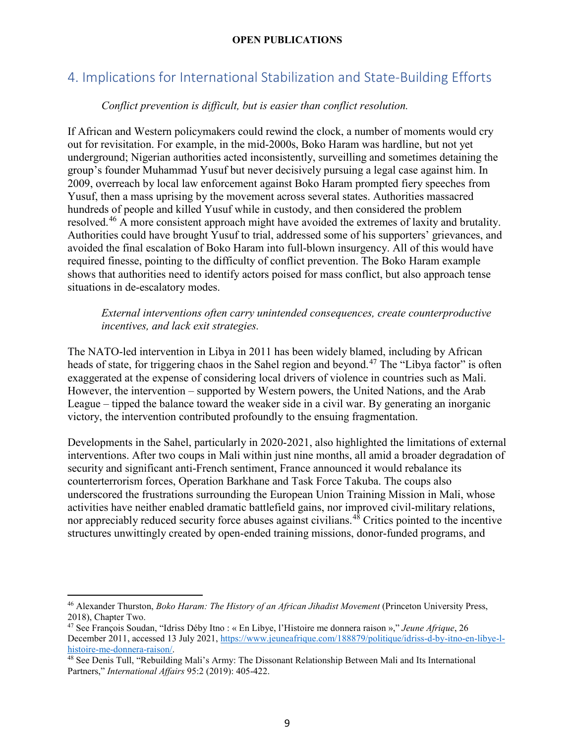## 4. Implications for International Stabilization and State-Building Efforts

*Conflict prevention is difficult, but is easier than conflict resolution.*

If African and Western policymakers could rewind the clock, a number of moments would cry out for revisitation. For example, in the mid-2000s, Boko Haram was hardline, but not yet underground; Nigerian authorities acted inconsistently, surveilling and sometimes detaining the group's founder Muhammad Yusuf but never decisively pursuing a legal case against him. In 2009, overreach by local law enforcement against Boko Haram prompted fiery speeches from Yusuf, then a mass uprising by the movement across several states. Authorities massacred hundreds of people and killed Yusuf while in custody, and then considered the problem resolved.[46] A more consistent approach might have avoided the extremes of laxity and brutality. Authorities could have brought Yusuf to trial, addressed some of his supporters' grievances, and avoided the final escalation of Boko Haram into full-blown insurgency. All of this would have required finesse, pointing to the difficulty of conflict prevention. The Boko Haram example shows that authorities need to identify actors poised for mass conflict, but also approach tense situations in de-escalatory modes.

*External interventions often carry unintended consequences, create counterproductive incentives, and lack exit strategies.*

The NATO-led intervention in Libya in 2011 has been widely blamed, including by African heads of state, for triggering chaos in the Sahel region and beyond.[47] The "Libya factor" is often exaggerated at the expense of considering local drivers of violence in countries such as Mali. However, the intervention – supported by Western powers, the United Nations, and the Arab League – tipped the balance toward the weaker side in a civil war. By generating an inorganic victory, the intervention contributed profoundly to the ensuing fragmentation.

Developments in the Sahel, particularly in 2020-2021, also highlighted the limitations of external interventions. After two coups in Mali within just nine months, all amid a broader degradation of security and significant anti-French sentiment, France announced it would rebalance its counterterrorism forces, Operation Barkhane and Task Force Takuba. The coups also underscored the frustrations surrounding the European Union Training Mission in Mali, whose activities have neither enabled dramatic battlefield gains, nor improved civil-military relations, nor appreciably reduced security force abuses against civilians.[48] Critics pointed to the incentive structures unwittingly created by open-ended training missions, donor-funded programs, and

---

[46] Alexander Thurston, *Boko Haram: The History of an African Jihadist Movement* (Princeton University Press, 2018), Chapter Two.

[47] See François Soudan, "Idriss Déby Itno : « En Libye, l'Histoire me donnera raison »," *Jeune Afrique*, 26 December 2011, accessed 13 July 2021, https://www.jeuneafrique.com/188879/politique/idriss-d-by-itno-en-libye-l-histoire-me-donnera-raison/.

[48] See Denis Tull, "Rebuilding Mali's Army: The Dissonant Relationship Between Mali and Its International Partners," *International Affairs* 95:2 (2019): 405-422.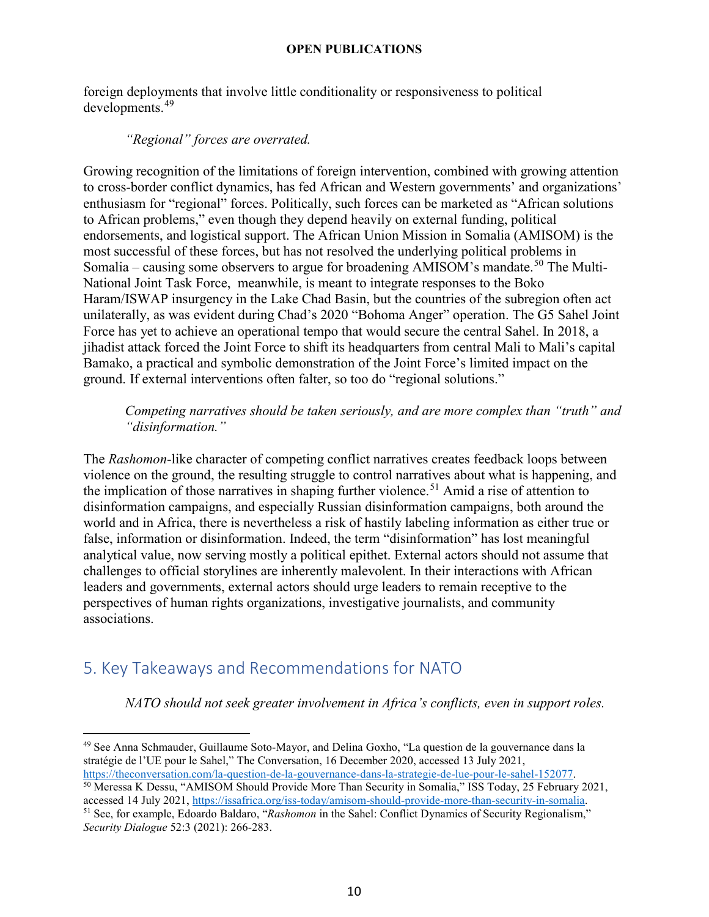foreign deployments that involve little conditionality or responsiveness to political developments.[49]

*"Regional" forces are overrated.*

Growing recognition of the limitations of foreign intervention, combined with growing attention to cross-border conflict dynamics, has fed African and Western governments' and organizations' enthusiasm for "regional" forces. Politically, such forces can be marketed as "African solutions to African problems," even though they depend heavily on external funding, political endorsements, and logistical support. The African Union Mission in Somalia (AMISOM) is the most successful of these forces, but has not resolved the underlying political problems in Somalia – causing some observers to argue for broadening AMISOM's mandate.[50] The Multi-National Joint Task Force, meanwhile, is meant to integrate responses to the Boko Haram/ISWAP insurgency in the Lake Chad Basin, but the countries of the subregion often act unilaterally, as was evident during Chad's 2020 "Bohoma Anger" operation. The G5 Sahel Joint Force has yet to achieve an operational tempo that would secure the central Sahel. In 2018, a jihadist attack forced the Joint Force to shift its headquarters from central Mali to Mali's capital Bamako, a practical and symbolic demonstration of the Joint Force's limited impact on the ground. If external interventions often falter, so too do "regional solutions."

*Competing narratives should be taken seriously, and are more complex than "truth" and "disinformation."*

The *Rashomon*-like character of competing conflict narratives creates feedback loops between violence on the ground, the resulting struggle to control narratives about what is happening, and the implication of those narratives in shaping further violence.[51] Amid a rise of attention to disinformation campaigns, and especially Russian disinformation campaigns, both around the world and in Africa, there is nevertheless a risk of hastily labeling information as either true or false, information or disinformation. Indeed, the term "disinformation" has lost meaningful analytical value, now serving mostly a political epithet. External actors should not assume that challenges to official storylines are inherently malevolent. In their interactions with African leaders and governments, external actors should urge leaders to remain receptive to the perspectives of human rights organizations, investigative journalists, and community associations.

## 5. Key Takeaways and Recommendations for NATO

*NATO should not seek greater involvement in Africa's conflicts, even in support roles.*

---

[49] See Anna Schmauder, Guillaume Soto-Mayor, and Delina Goxho, "La question de la gouvernance dans la stratégie de l'UE pour le Sahel," The Conversation, 16 December 2020, accessed 13 July 2021, https://theconversation.com/la-question-de-la-gouvernance-dans-la-strategie-de-lue-pour-le-sahel-152077.

[50] Meressa K Dessu, "AMISOM Should Provide More Than Security in Somalia," ISS Today, 25 February 2021, accessed 14 July 2021, https://issafrica.org/iss-today/amisom-should-provide-more-than-security-in-somalia.

[51] See, for example, Edoardo Baldaro, "*Rashomon* in the Sahel: Conflict Dynamics of Security Regionalism," *Security Dialogue* 52:3 (2021): 266-283.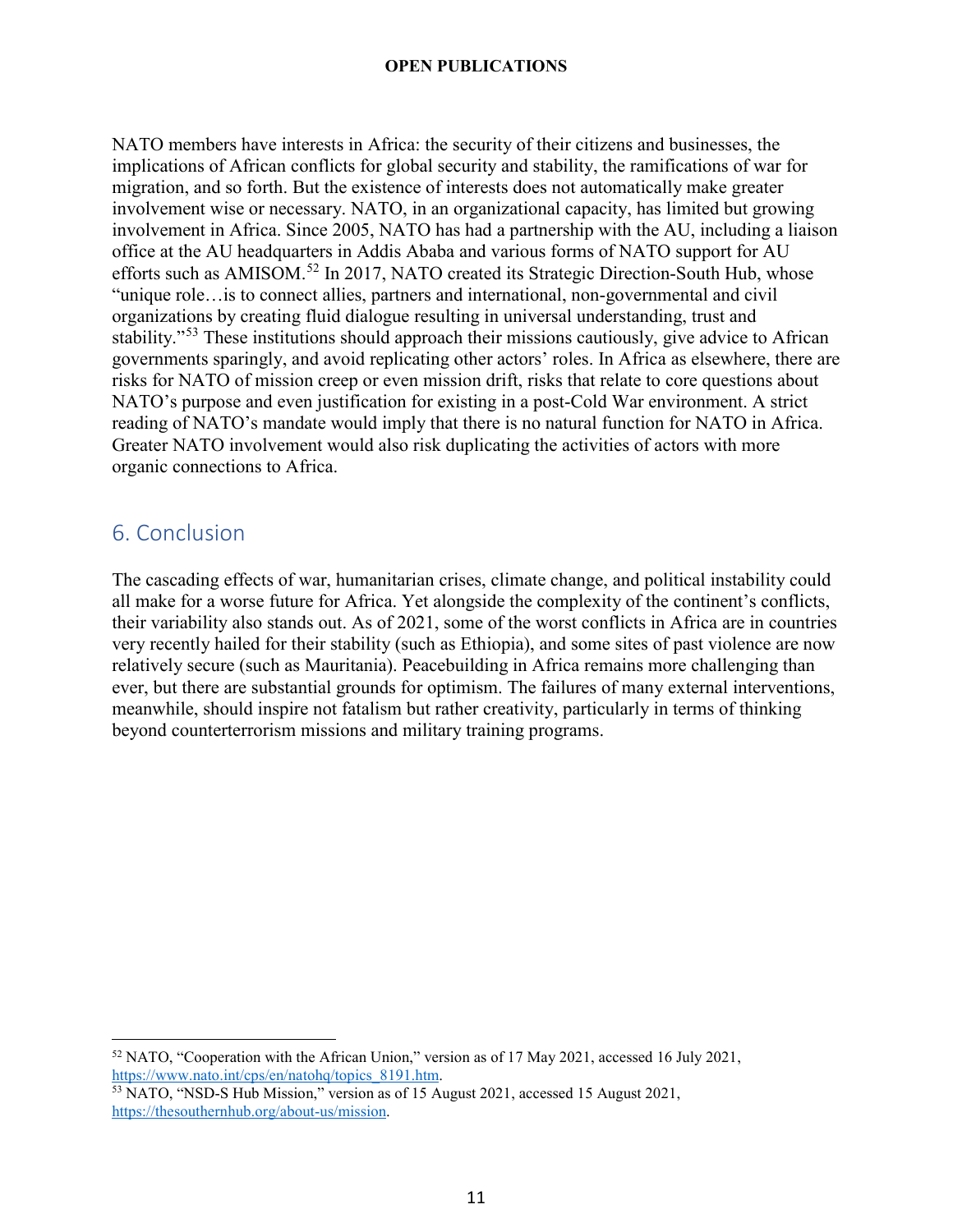NATO members have interests in Africa: the security of their citizens and businesses, the implications of African conflicts for global security and stability, the ramifications of war for migration, and so forth. But the existence of interests does not automatically make greater involvement wise or necessary. NATO, in an organizational capacity, has limited but growing involvement in Africa. Since 2005, NATO has had a partnership with the AU, including a liaison office at the AU headquarters in Addis Ababa and various forms of NATO support for AU efforts such as AMISOM.[52] In 2017, NATO created its Strategic Direction-South Hub, whose "unique role…is to connect allies, partners and international, non-governmental and civil organizations by creating fluid dialogue resulting in universal understanding, trust and stability."[53] These institutions should approach their missions cautiously, give advice to African governments sparingly, and avoid replicating other actors' roles. In Africa as elsewhere, there are risks for NATO of mission creep or even mission drift, risks that relate to core questions about NATO's purpose and even justification for existing in a post-Cold War environment. A strict reading of NATO's mandate would imply that there is no natural function for NATO in Africa. Greater NATO involvement would also risk duplicating the activities of actors with more organic connections to Africa.

## 6. Conclusion

The cascading effects of war, humanitarian crises, climate change, and political instability could all make for a worse future for Africa. Yet alongside the complexity of the continent's conflicts, their variability also stands out. As of 2021, some of the worst conflicts in Africa are in countries very recently hailed for their stability (such as Ethiopia), and some sites of past violence are now relatively secure (such as Mauritania). Peacebuilding in Africa remains more challenging than ever, but there are substantial grounds for optimism. The failures of many external interventions, meanwhile, should inspire not fatalism but rather creativity, particularly in terms of thinking beyond counterterrorism missions and military training programs.

[52] NATO, "Cooperation with the African Union," version as of 17 May 2021, accessed 16 July 2021, https://www.nato.int/cps/en/natohq/topics_8191.htm.

[53] NATO, "NSD-S Hub Mission," version as of 15 August 2021, accessed 15 August 2021, https://thesouthernhub.org/about-us/mission.